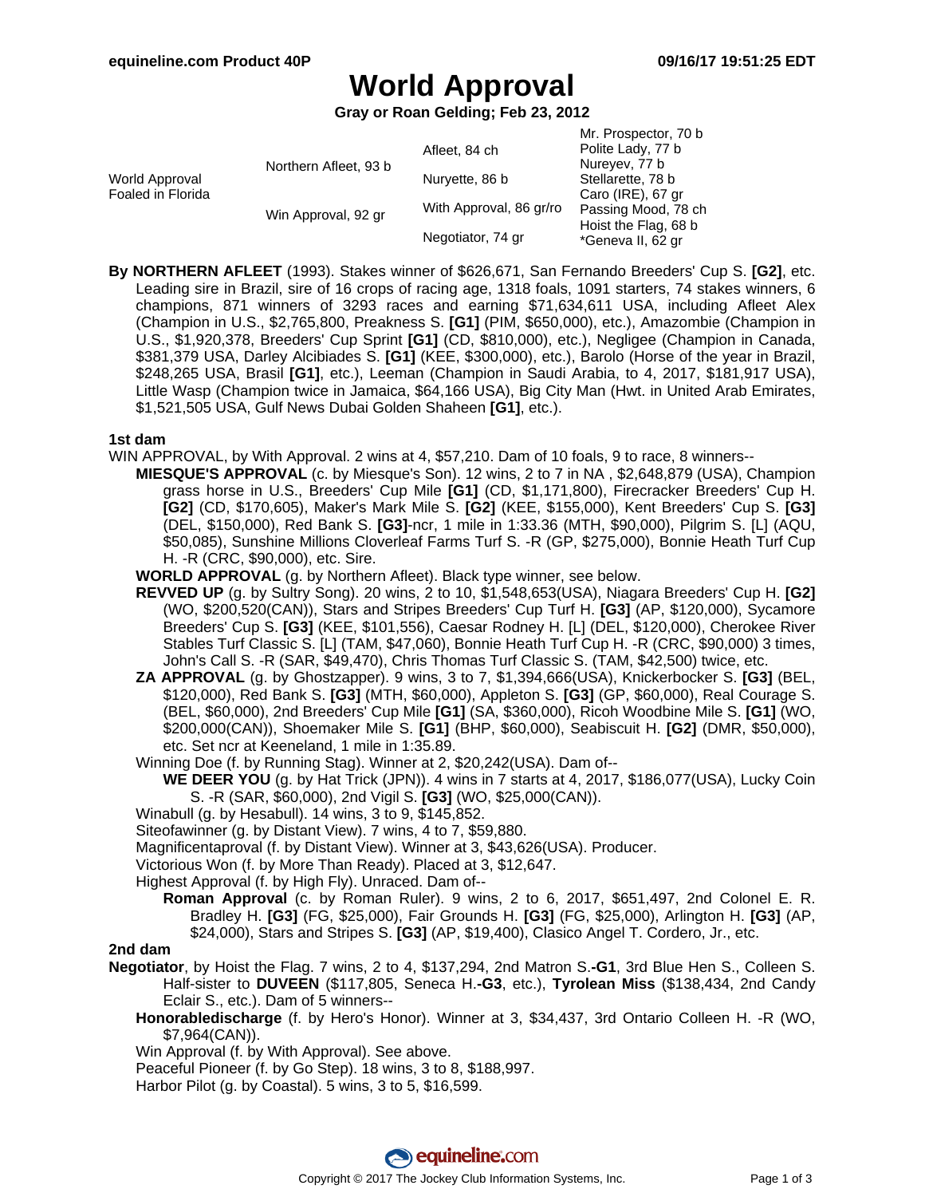# World Approval

**Gray or Roan Gelding; Feb 23, 2012**

| | | | |
|---|---|---|---|
| World Approval Foaled in Florida | Northern Afleet, 93 b | Afleet, 84 ch | Mr. Prospector, 70 b |
| | | | Polite Lady, 77 b |
| | | Nuryette, 86 b | Nureyev, 77 b |
| | | | Stellarette, 78 b |
| | Win Approval, 92 gr | With Approval, 86 gr/ro | Caro (IRE), 67 gr |
| | | | Passing Mood, 78 ch |
| | | Negotiator, 74 gr | Hoist the Flag, 68 b |
| | | | *Geneva II, 62 gr |

**By NORTHERN AFLEET** (1993). Stakes winner of $626,671, San Fernando Breeders' Cup S. **[G2]**, etc. Leading sire in Brazil, sire of 16 crops of racing age, 1318 foals, 1091 starters, 74 stakes winners, 6 champions, 871 winners of 3293 races and earning $71,634,611 USA, including Afleet Alex (Champion in U.S., $2,765,800, Preakness S. **[G1]** (PIM, $650,000), etc.), Amazombie (Champion in U.S., $1,920,378, Breeders' Cup Sprint **[G1]** (CD, $810,000), etc.), Negligee (Champion in Canada, $381,379 USA, Darley Alcibiades S. **[G1]** (KEE, $300,000), etc.), Barolo (Horse of the year in Brazil, $248,265 USA, Brasil **[G1]**, etc.), Leeman (Champion in Saudi Arabia, to 4, 2017, $181,917 USA), Little Wasp (Champion twice in Jamaica, $64,166 USA), Big City Man (Hwt. in United Arab Emirates, $1,521,505 USA, Gulf News Dubai Golden Shaheen **[G1]**, etc.).

### 1st dam

WIN APPROVAL, by With Approval. 2 wins at 4, $57,210. Dam of 10 foals, 9 to race, 8 winners--

- **MIESQUE'S APPROVAL** (c. by Miesque's Son). 12 wins, 2 to 7 in NA , $2,648,879 (USA), Champion grass horse in U.S., Breeders' Cup Mile **[G1]** (CD, $1,171,800), Firecracker Breeders' Cup H. **[G2]** (CD, $170,605), Maker's Mark Mile S. **[G2]** (KEE, $155,000), Kent Breeders' Cup S. **[G3]** (DEL, $150,000), Red Bank S. **[G3]**-ncr, 1 mile in 1:33.36 (MTH, $90,000), Pilgrim S. [L] (AQU, $50,085), Sunshine Millions Cloverleaf Farms Turf S. -R (GP, $275,000), Bonnie Heath Turf Cup H. -R (CRC, $90,000), etc. Sire.
- **WORLD APPROVAL** (g. by Northern Afleet). Black type winner, see below.
- **REVVED UP** (g. by Sultry Song). 20 wins, 2 to 10, $1,548,653(USA), Niagara Breeders' Cup H. **[G2]** (WO, $200,520(CAN)), Stars and Stripes Breeders' Cup Turf H. **[G3]** (AP, $120,000), Sycamore Breeders' Cup S. **[G3]** (KEE, $101,556), Caesar Rodney H. [L] (DEL, $120,000), Cherokee River Stables Turf Classic S. [L] (TAM, $47,060), Bonnie Heath Turf Cup H. -R (CRC, $90,000) 3 times, John's Call S. -R (SAR, $49,470), Chris Thomas Turf Classic S. (TAM, $42,500) twice, etc.
- **ZA APPROVAL** (g. by Ghostzapper). 9 wins, 3 to 7, $1,394,666(USA), Knickerbocker S. **[G3]** (BEL, $120,000), Red Bank S. **[G3]** (MTH, $60,000), Appleton S. **[G3]** (GP, $60,000), Real Courage S. (BEL, $60,000), 2nd Breeders' Cup Mile **[G1]** (SA, $360,000), Ricoh Woodbine Mile S. **[G1]** (WO, $200,000(CAN)), Shoemaker Mile S. **[G1]** (BHP, $60,000), Seabiscuit H. **[G2]** (DMR, $50,000), etc. Set ncr at Keeneland, 1 mile in 1:35.89.
- Winning Doe (f. by Running Stag). Winner at 2, $20,242(USA). Dam of--
  - **WE DEER YOU** (g. by Hat Trick (JPN)). 4 wins in 7 starts at 4, 2017, $186,077(USA), Lucky Coin S. -R (SAR, $60,000), 2nd Vigil S. **[G3]** (WO, $25,000(CAN)).
- Winabull (g. by Hesabull). 14 wins, 3 to 9, $145,852.
- Siteofawinner (g. by Distant View). 7 wins, 4 to 7, $59,880.
- Magnificentaproval (f. by Distant View). Winner at 3, $43,626(USA). Producer.
- Victorious Won (f. by More Than Ready). Placed at 3, $12,647.
- Highest Approval (f. by High Fly). Unraced. Dam of--
  - **Roman Approval** (c. by Roman Ruler). 9 wins, 2 to 6, 2017, $651,497, 2nd Colonel E. R. Bradley H. **[G3]** (FG, $25,000), Fair Grounds H. **[G3]** (FG, $25,000), Arlington H. **[G3]** (AP, $24,000), Stars and Stripes S. **[G3]** (AP, $19,400), Clasico Angel T. Cordero, Jr., etc.

### 2nd dam

**Negotiator**, by Hoist the Flag. 7 wins, 2 to 4, $137,294, 2nd Matron S.**-G1**, 3rd Blue Hen S., Colleen S. Half-sister to **DUVEEN** ($117,805, Seneca H.**-G3**, etc.), **Tyrolean Miss** ($138,434, 2nd Candy Eclair S., etc.). Dam of 5 winners--

- **Honorabledischarge** (f. by Hero's Honor). Winner at 3, $34,437, 3rd Ontario Colleen H. -R (WO, $7,964(CAN)).
- Win Approval (f. by With Approval). See above.
- Peaceful Pioneer (f. by Go Step). 18 wins, 3 to 8, $188,997.
- Harbor Pilot (g. by Coastal). 5 wins, 3 to 5, $16,599.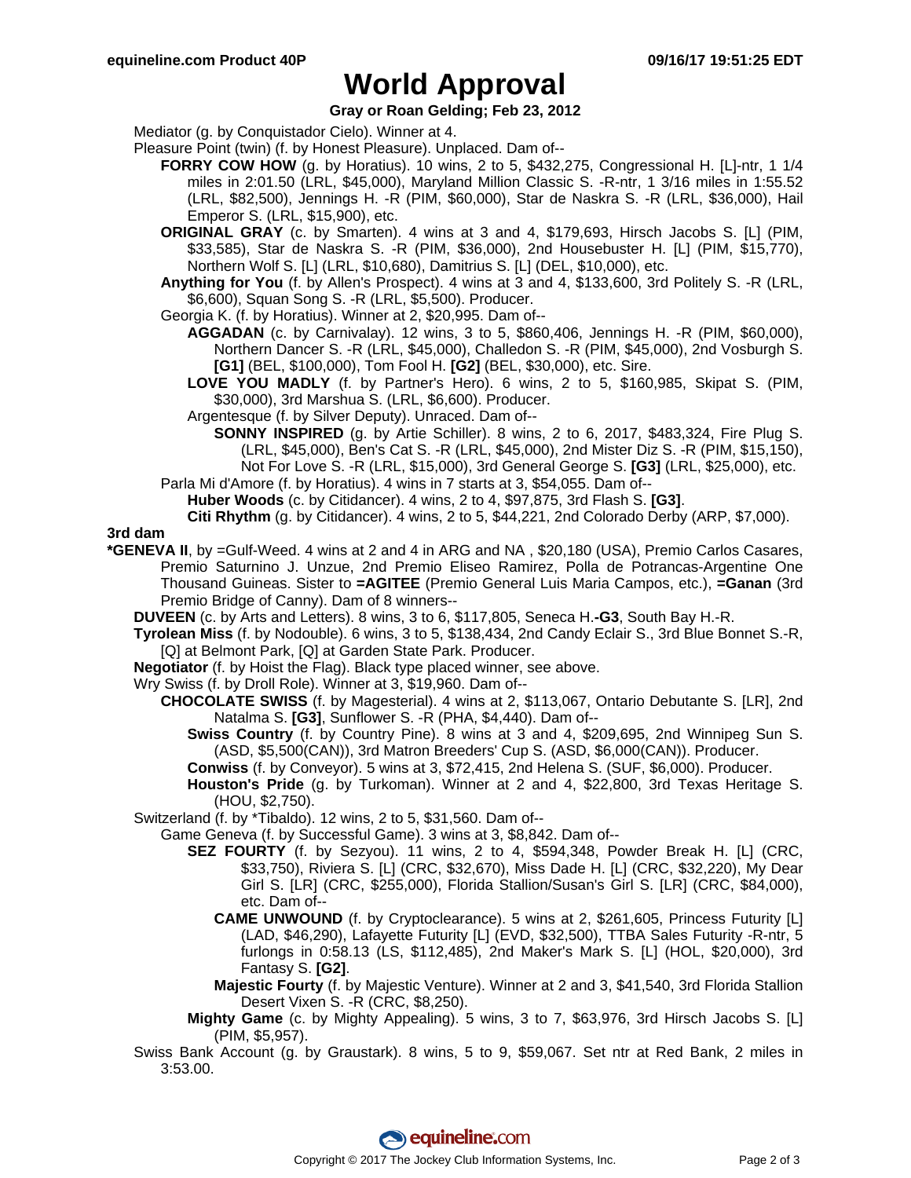# World Approval

**Gray or Roan Gelding; Feb 23, 2012**

Mediator (g. by Conquistador Cielo). Winner at 4.

Pleasure Point (twin) (f. by Honest Pleasure). Unplaced. Dam of--

- **FORRY COW HOW** (g. by Horatius). 10 wins, 2 to 5, $432,275, Congressional H. [L]-ntr, 1 1/4 miles in 2:01.50 (LRL, $45,000), Maryland Million Classic S. -R-ntr, 1 3/16 miles in 1:55.52 (LRL, $82,500), Jennings H. -R (PIM, $60,000), Star de Naskra S. -R (LRL, $36,000), Hail Emperor S. (LRL, $15,900), etc.
- **ORIGINAL GRAY** (c. by Smarten). 4 wins at 3 and 4, $179,693, Hirsch Jacobs S. [L] (PIM, $33,585), Star de Naskra S. -R (PIM, $36,000), 2nd Housebuster H. [L] (PIM, $15,770), Northern Wolf S. [L] (LRL, $10,680), Damitrius S. [L] (DEL, $10,000), etc.
- **Anything for You** (f. by Allen's Prospect). 4 wins at 3 and 4, $133,600, 3rd Politely S. -R (LRL, $6,600), Squan Song S. -R (LRL, $5,500). Producer.
- Georgia K. (f. by Horatius). Winner at 2, $20,995. Dam of--
  - **AGGADAN** (c. by Carnivalay). 12 wins, 3 to 5, $860,406, Jennings H. -R (PIM, $60,000), Northern Dancer S. -R (LRL, $45,000), Challedon S. -R (PIM, $45,000), 2nd Vosburgh S. **[G1]** (BEL, $100,000), Tom Fool H. **[G2]** (BEL, $30,000), etc. Sire.
  - **LOVE YOU MADLY** (f. by Partner's Hero). 6 wins, 2 to 5, $160,985, Skipat S. (PIM, $30,000), 3rd Marshua S. (LRL, $6,600). Producer.
  - Argentesque (f. by Silver Deputy). Unraced. Dam of--
    - **SONNY INSPIRED** (g. by Artie Schiller). 8 wins, 2 to 6, 2017, $483,324, Fire Plug S. (LRL, $45,000), Ben's Cat S. -R (LRL, $45,000), 2nd Mister Diz S. -R (PIM, $15,150), Not For Love S. -R (LRL, $15,000), 3rd General George S. **[G3]** (LRL, $25,000), etc.
- Parla Mi d'Amore (f. by Horatius). 4 wins in 7 starts at 3, $54,055. Dam of--
  - **Huber Woods** (c. by Citidancer). 4 wins, 2 to 4, $97,875, 3rd Flash S. **[G3]**.
  - **Citi Rhythm** (g. by Citidancer). 4 wins, 2 to 5, $44,221, 2nd Colorado Derby (ARP, $7,000).

### 3rd dam

**\*GENEVA II**, by =Gulf-Weed. 4 wins at 2 and 4 in ARG and NA , $20,180 (USA), Premio Carlos Casares, Premio Saturnino J. Unzue, 2nd Premio Eliseo Ramirez, Polla de Potrancas-Argentine One Thousand Guineas. Sister to **=AGITEE** (Premio General Luis Maria Campos, etc.), **=Ganan** (3rd Premio Bridge of Canny). Dam of 8 winners--

- **DUVEEN** (c. by Arts and Letters). 8 wins, 3 to 6, $117,805, Seneca H.**-G3**, South Bay H.-R.
- **Tyrolean Miss** (f. by Nodouble). 6 wins, 3 to 5, $138,434, 2nd Candy Eclair S., 3rd Blue Bonnet S.-R, [Q] at Belmont Park, [Q] at Garden State Park. Producer.
- **Negotiator** (f. by Hoist the Flag). Black type placed winner, see above.
- Wry Swiss (f. by Droll Role). Winner at 3, $19,960. Dam of--
  - **CHOCOLATE SWISS** (f. by Magesterial). 4 wins at 2, $113,067, Ontario Debutante S. [LR], 2nd Natalma S. **[G3]**, Sunflower S. -R (PHA, $4,440). Dam of--
    - **Swiss Country** (f. by Country Pine). 8 wins at 3 and 4, $209,695, 2nd Winnipeg Sun S. (ASD, $5,500(CAN)), 3rd Matron Breeders' Cup S. (ASD, $6,000(CAN)). Producer.
    - **Conwiss** (f. by Conveyor). 5 wins at 3, $72,415, 2nd Helena S. (SUF, $6,000). Producer.
    - **Houston's Pride** (g. by Turkoman). Winner at 2 and 4, $22,800, 3rd Texas Heritage S. (HOU, $2,750).
- Switzerland (f. by \*Tibaldo). 12 wins, 2 to 5, $31,560. Dam of--
  - Game Geneva (f. by Successful Game). 3 wins at 3, $8,842. Dam of--
    - **SEZ FOURTY** (f. by Sezyou). 11 wins, 2 to 4, $594,348, Powder Break H. [L] (CRC, $33,750), Riviera S. [L] (CRC, $32,670), Miss Dade H. [L] (CRC, $32,220), My Dear Girl S. [LR] (CRC, $255,000), Florida Stallion/Susan's Girl S. [LR] (CRC, $84,000), etc. Dam of--
      - **CAME UNWOUND** (f. by Cryptoclearance). 5 wins at 2, $261,605, Princess Futurity [L] (LAD, $46,290), Lafayette Futurity [L] (EVD, $32,500), TTBA Sales Futurity -R-ntr, 5 furlongs in 0:58.13 (LS, $112,485), 2nd Maker's Mark S. [L] (HOL, $20,000), 3rd Fantasy S. **[G2]**.
      - **Majestic Fourty** (f. by Majestic Venture). Winner at 2 and 3, $41,540, 3rd Florida Stallion Desert Vixen S. -R (CRC, $8,250).
    - **Mighty Game** (c. by Mighty Appealing). 5 wins, 3 to 7, $63,976, 3rd Hirsch Jacobs S. [L] (PIM, $5,957).
- Swiss Bank Account (g. by Graustark). 8 wins, 5 to 9, $59,067. Set ntr at Red Bank, 2 miles in 3:53.00.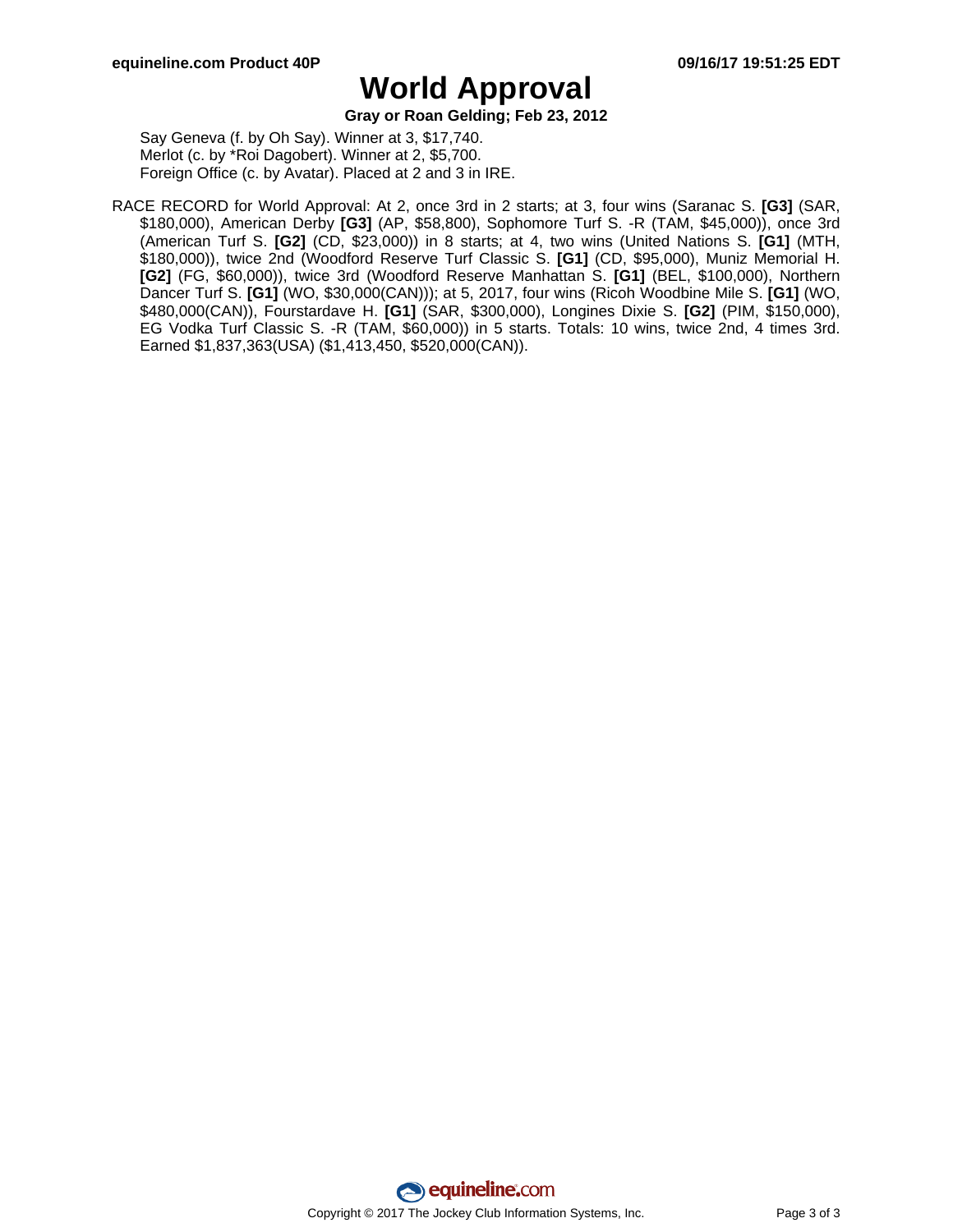# World Approval

**Gray or Roan Gelding; Feb 23, 2012**

Say Geneva (f. by Oh Say). Winner at 3, $17,740.
Merlot (c. by *Roi Dagobert). Winner at 2, $5,700.
Foreign Office (c. by Avatar). Placed at 2 and 3 in IRE.

RACE RECORD for World Approval: At 2, once 3rd in 2 starts; at 3, four wins (Saranac S. **[G3]** (SAR, $180,000), American Derby **[G3]** (AP, $58,800), Sophomore Turf S. -R (TAM, $45,000)), once 3rd (American Turf S. **[G2]** (CD, $23,000)) in 8 starts; at 4, two wins (United Nations S. **[G1]** (MTH, $180,000)), twice 2nd (Woodford Reserve Turf Classic S. **[G1]** (CD, $95,000), Muniz Memorial H. **[G2]** (FG, $60,000)), twice 3rd (Woodford Reserve Manhattan S. **[G1]** (BEL, $100,000), Northern Dancer Turf S. **[G1]** (WO, $30,000(CAN))); at 5, 2017, four wins (Ricoh Woodbine Mile S. **[G1]** (WO, $480,000(CAN)), Fourstardave H. **[G1]** (SAR, $300,000), Longines Dixie S. **[G2]** (PIM, $150,000), EG Vodka Turf Classic S. -R (TAM, $60,000)) in 5 starts. Totals: 10 wins, twice 2nd, 4 times 3rd. Earned $1,837,363(USA) ($1,413,450, $520,000(CAN)).